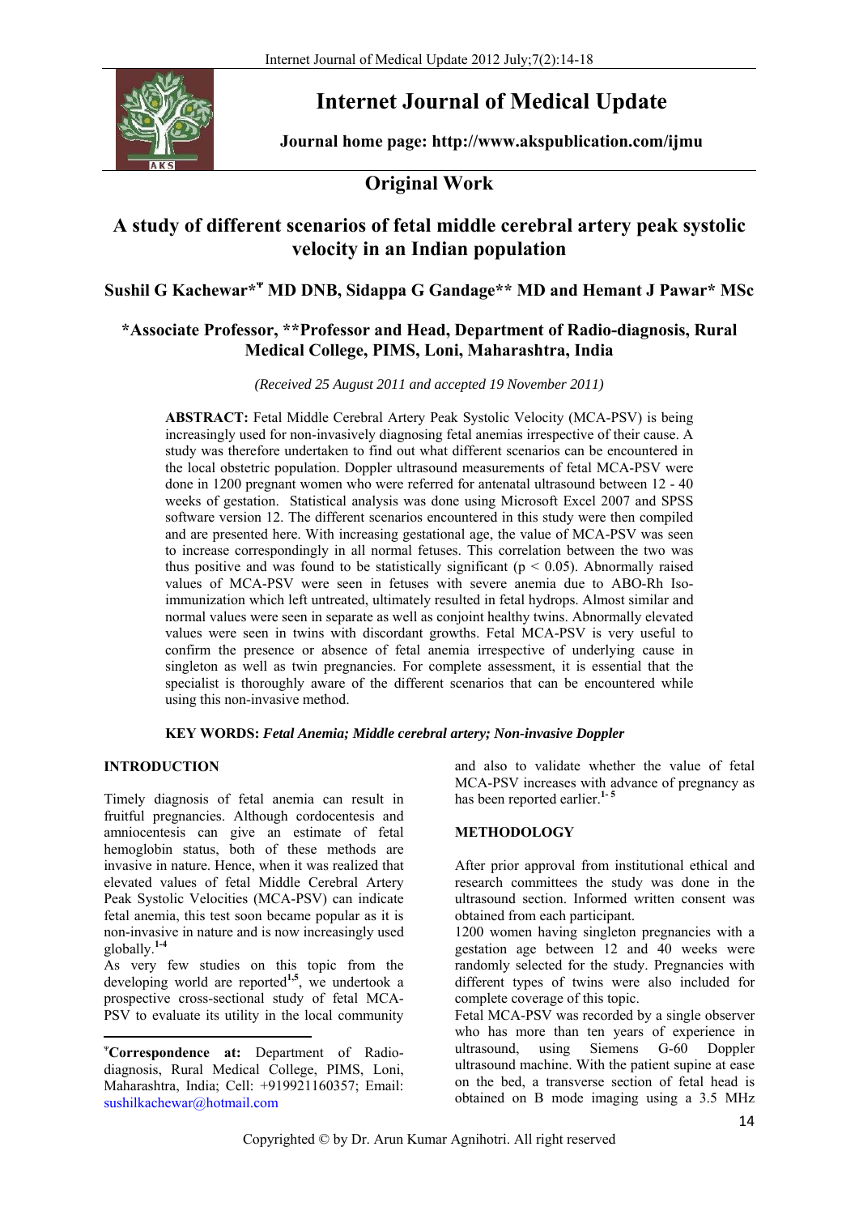# Internet Journal of Medical Update

**Journal home page: http://www.akspublication.com/ijmu**

## Original Work

# A study of different scenarios of fetal middle cerebral artery peak systolic velocity in an Indian population

**Sushil G Kachewar*[¥] MD DNB, Sidappa G Gandage** MD and Hemant J Pawar* MSc**

**\*Associate Professor, \*\*Professor and Head, Department of Radio-diagnosis, Rural Medical College, PIMS, Loni, Maharashtra, India**

*(Received 25 August 2011 and accepted 19 November 2011)*

**ABSTRACT:** Fetal Middle Cerebral Artery Peak Systolic Velocity (MCA-PSV) is being increasingly used for non-invasively diagnosing fetal anemias irrespective of their cause. A study was therefore undertaken to find out what different scenarios can be encountered in the local obstetric population. Doppler ultrasound measurements of fetal MCA-PSV were done in 1200 pregnant women who were referred for antenatal ultrasound between 12 - 40 weeks of gestation. Statistical analysis was done using Microsoft Excel 2007 and SPSS software version 12. The different scenarios encountered in this study were then compiled and are presented here. With increasing gestational age, the value of MCA-PSV was seen to increase correspondingly in all normal fetuses. This correlation between the two was thus positive and was found to be statistically significant ($p < 0.05$). Abnormally raised values of MCA-PSV were seen in fetuses with severe anemia due to ABO-Rh Iso-immunization which left untreated, ultimately resulted in fetal hydrops. Almost similar and normal values were seen in separate as well as conjoint healthy twins. Abnormally elevated values were seen in twins with discordant growths. Fetal MCA-PSV is very useful to confirm the presence or absence of fetal anemia irrespective of underlying cause in singleton as well as twin pregnancies. For complete assessment, it is essential that the specialist is thoroughly aware of the different scenarios that can be encountered while using this non-invasive method.

**KEY WORDS:** ***Fetal Anemia; Middle cerebral artery; Non-invasive Doppler***

## INTRODUCTION

Timely diagnosis of fetal anemia can result in fruitful pregnancies. Although cordocentesis and amniocentesis can give an estimate of fetal hemoglobin status, both of these methods are invasive in nature. Hence, when it was realized that elevated values of fetal Middle Cerebral Artery Peak Systolic Velocities (MCA-PSV) can indicate fetal anemia, this test soon became popular as it is non-invasive in nature and is now increasingly used globally.[1-4]

As very few studies on this topic from the developing world are reported[1,5], we undertook a prospective cross-sectional study of fetal MCA-PSV to evaluate its utility in the local community and also to validate whether the value of fetal MCA-PSV increases with advance of pregnancy as has been reported earlier.[1-5]

## METHODOLOGY

After prior approval from institutional ethical and research committees the study was done in the ultrasound section. Informed written consent was obtained from each participant.

1200 women having singleton pregnancies with a gestation age between 12 and 40 weeks were randomly selected for the study. Pregnancies with different types of twins were also included for complete coverage of this topic.

Fetal MCA-PSV was recorded by a single observer who has more than ten years of experience in ultrasound, using Siemens G-60 Doppler ultrasound machine. With the patient supine at ease on the bed, a transverse section of fetal head is obtained on B mode imaging using a 3.5 MHz

---

[¥]**Correspondence at:** Department of Radio-diagnosis, Rural Medical College, PIMS, Loni, Maharashtra, India; Cell: +919921160357; Email: sushilkachewar@hotmail.com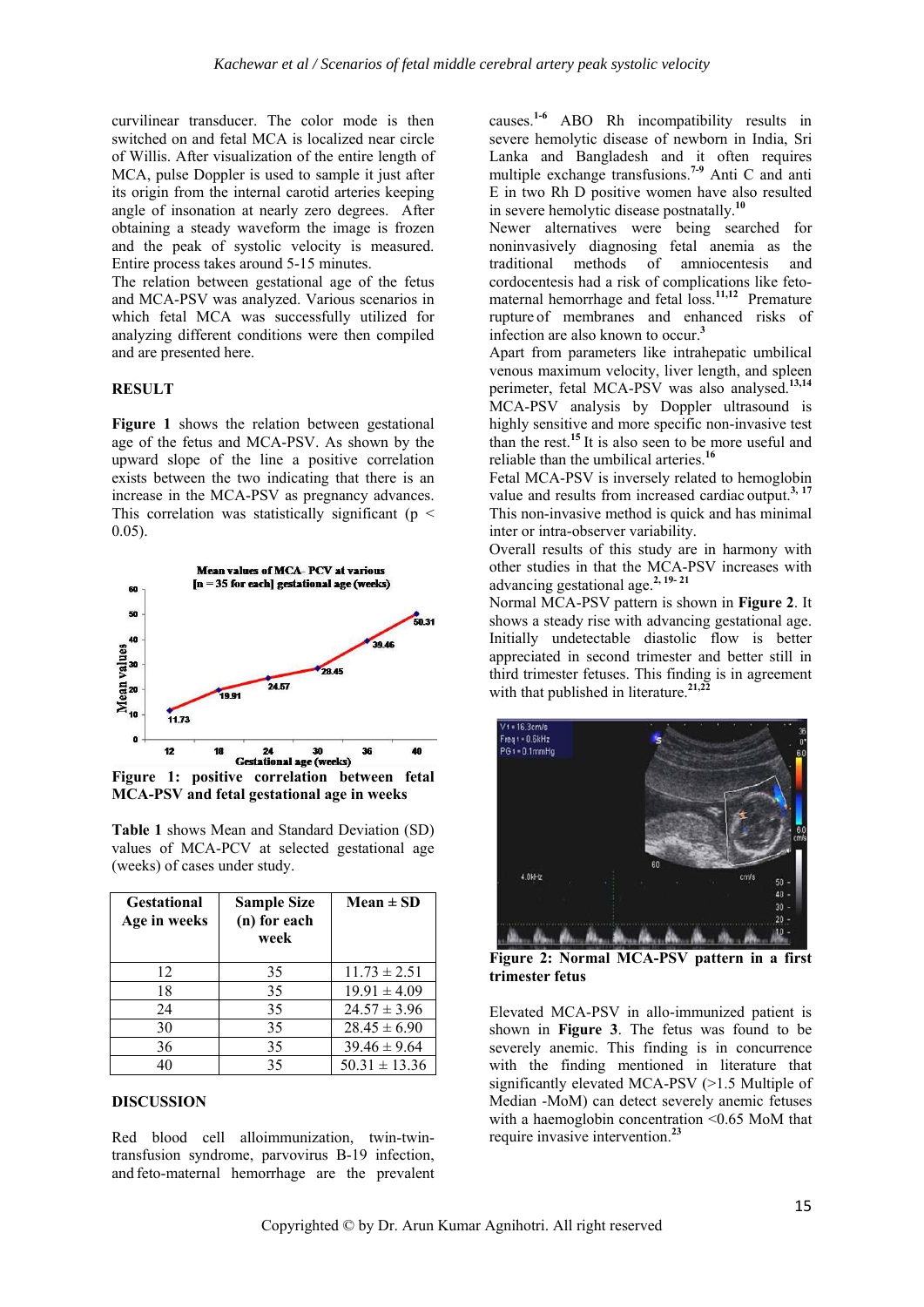curvilinear transducer. The color mode is then switched on and fetal MCA is localized near circle of Willis. After visualization of the entire length of MCA, pulse Doppler is used to sample it just after its origin from the internal carotid arteries keeping angle of insonation at nearly zero degrees. After obtaining a steady waveform the image is frozen and the peak of systolic velocity is measured. Entire process takes around 5-15 minutes.

The relation between gestational age of the fetus and MCA-PSV was analyzed. Various scenarios in which fetal MCA was successfully utilized for analyzing different conditions were then compiled and are presented here.

## RESULT

**Figure 1** shows the relation between gestational age of the fetus and MCA-PSV. As shown by the upward slope of the line a positive correlation exists between the two indicating that there is an increase in the MCA-PSV as pregnancy advances. This correlation was statistically significant ($p < 0.05$).

**Figure 1: positive correlation between fetal MCA-PSV and fetal gestational age in weeks**

**Table 1** shows Mean and Standard Deviation (SD) values of MCA-PCV at selected gestational age (weeks) of cases under study.

| Gestational Age in weeks | Sample Size (n) for each week | Mean ± SD |
|---|---|---|
| 12 | 35 | 11.73 ± 2.51 |
| 18 | 35 | 19.91 ± 4.09 |
| 24 | 35 | 24.57 ± 3.96 |
| 30 | 35 | 28.45 ± 6.90 |
| 36 | 35 | 39.46 ± 9.64 |
| 40 | 35 | 50.31 ± 13.36 |

## DISCUSSION

Red blood cell alloimmunization, twin-twin-transfusion syndrome, parvovirus B-19 infection, and feto-maternal hemorrhage are the prevalent causes.[1-6] ABO Rh incompatibility results in severe hemolytic disease of newborn in India, Sri Lanka and Bangladesh and it often requires multiple exchange transfusions.[7-9] Anti C and anti E in two Rh D positive women have also resulted in severe hemolytic disease postnatally.[10]

Newer alternatives were being searched for noninvasively diagnosing fetal anemia as the traditional methods of amniocentesis and cordocentesis had a risk of complications like feto-maternal hemorrhage and fetal loss.[11,12] Premature rupture of membranes and enhanced risks of infection are also known to occur.[3]

Apart from parameters like intrahepatic umbilical venous maximum velocity, liver length, and spleen perimeter, fetal MCA-PSV was also analysed.[13,14] MCA-PSV analysis by Doppler ultrasound is highly sensitive and more specific non-invasive test than the rest.[15] It is also seen to be more useful and reliable than the umbilical arteries.[16]

Fetal MCA-PSV is inversely related to hemoglobin value and results from increased cardiac output.[3, 17] This non-invasive method is quick and has minimal inter or intra-observer variability.

Overall results of this study are in harmony with other studies in that the MCA-PSV increases with advancing gestational age.[2, 19-21]

Normal MCA-PSV pattern is shown in **Figure 2**. It shows a steady rise with advancing gestational age. Initially undetectable diastolic flow is better appreciated in second trimester and better still in third trimester fetuses. This finding is in agreement with that published in literature.[21,22]

**Figure 2: Normal MCA-PSV pattern in a first trimester fetus**

Elevated MCA-PSV in allo-immunized patient is shown in **Figure 3**. The fetus was found to be severely anemic. This finding is in concurrence with the finding mentioned in literature that significantly elevated MCA-PSV (>1.5 Multiple of Median -MoM) can detect severely anemic fetuses with a haemoglobin concentration <0.65 MoM that require invasive intervention.[23]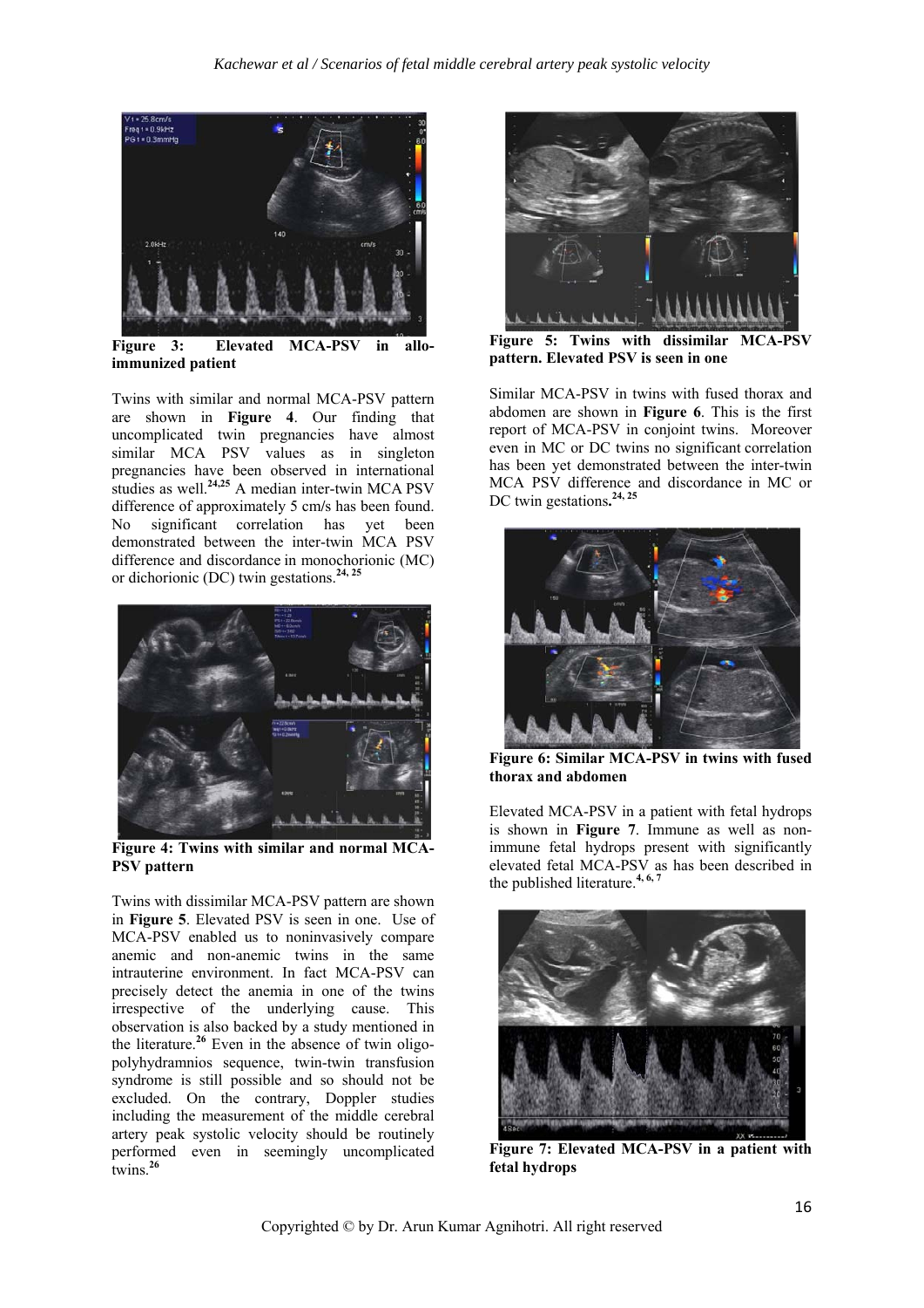Figure 3: Elevated MCA-PSV in allo-immunized patient

Twins with similar and normal MCA-PSV pattern are shown in **Figure 4**. Our finding that uncomplicated twin pregnancies have almost similar MCA PSV values as in singleton pregnancies have been observed in international studies as well.[24,25] A median inter-twin MCA PSV difference of approximately 5 cm/s has been found. No significant correlation has yet been demonstrated between the inter-twin MCA PSV difference and discordance in monochorionic (MC) or dichorionic (DC) twin gestations.[24, 25]

**Figure 4: Twins with similar and normal MCA-PSV pattern**

Twins with dissimilar MCA-PSV pattern are shown in **Figure 5**. Elevated PSV is seen in one. Use of MCA-PSV enabled us to noninvasively compare anemic and non-anemic twins in the same intrauterine environment. In fact MCA-PSV can precisely detect the anemia in one of the twins irrespective of the underlying cause. This observation is also backed by a study mentioned in the literature.[26] Even in the absence of twin oligo-polyhydramnios sequence, twin-twin transfusion syndrome is still possible and so should not be excluded. On the contrary, Doppler studies including the measurement of the middle cerebral artery peak systolic velocity should be routinely performed even in seemingly uncomplicated twins.[26]

**Figure 5: Twins with dissimilar MCA-PSV pattern. Elevated PSV is seen in one**

Similar MCA-PSV in twins with fused thorax and abdomen are shown in **Figure 6**. This is the first report of MCA-PSV in conjoint twins. Moreover even in MC or DC twins no significant correlation has been yet demonstrated between the inter-twin MCA PSV difference and discordance in MC or DC twin gestations.[24, 25]

**Figure 6: Similar MCA-PSV in twins with fused thorax and abdomen**

Elevated MCA-PSV in a patient with fetal hydrops is shown in **Figure 7**. Immune as well as non-immune fetal hydrops present with significantly elevated fetal MCA-PSV as has been described in the published literature.[4, 6, 7]

**Figure 7: Elevated MCA-PSV in a patient with fetal hydrops**

Copyrighted © by Dr. Arun Kumar Agnihotri. All right reserved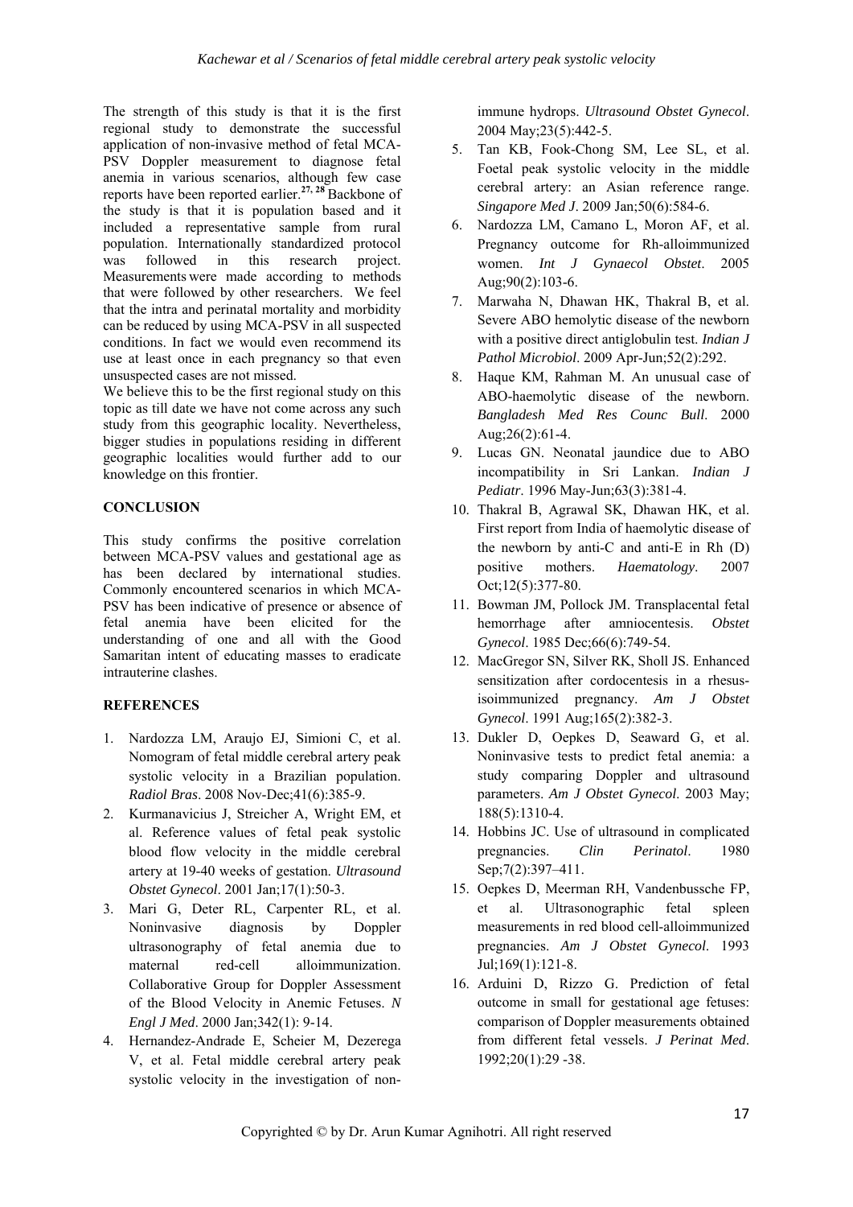The strength of this study is that it is the first regional study to demonstrate the successful application of non-invasive method of fetal MCA-PSV Doppler measurement to diagnose fetal anemia in various scenarios, although few case reports have been reported earlier.[27, 28] Backbone of the study is that it is population based and it included a representative sample from rural population. Internationally standardized protocol was followed in this research project. Measurements were made according to methods that were followed by other researchers. We feel that the intra and perinatal mortality and morbidity can be reduced by using MCA-PSV in all suspected conditions. In fact we would even recommend its use at least once in each pregnancy so that even unsuspected cases are not missed.

We believe this to be the first regional study on this topic as till date we have not come across any such study from this geographic locality. Nevertheless, bigger studies in populations residing in different geographic localities would further add to our knowledge on this frontier.

## CONCLUSION

This study confirms the positive correlation between MCA-PSV values and gestational age as has been declared by international studies. Commonly encountered scenarios in which MCA-PSV has been indicative of presence or absence of fetal anemia have been elicited for the understanding of one and all with the Good Samaritan intent of educating masses to eradicate intrauterine clashes.

## REFERENCES

1. Nardozza LM, Araujo EJ, Simioni C, et al. Nomogram of fetal middle cerebral artery peak systolic velocity in a Brazilian population. *Radiol Bras*. 2008 Nov-Dec;41(6):385-9.
2. Kurmanavicius J, Streicher A, Wright EM, et al. Reference values of fetal peak systolic blood flow velocity in the middle cerebral artery at 19-40 weeks of gestation. *Ultrasound Obstet Gynecol*. 2001 Jan;17(1):50-3.
3. Mari G, Deter RL, Carpenter RL, et al. Noninvasive diagnosis by Doppler ultrasonography of fetal anemia due to maternal red-cell alloimmunization. Collaborative Group for Doppler Assessment of the Blood Velocity in Anemic Fetuses. *N Engl J Med*. 2000 Jan;342(1): 9-14.
4. Hernandez-Andrade E, Scheier M, Dezerega V, et al. Fetal middle cerebral artery peak systolic velocity in the investigation of non-immune hydrops. *Ultrasound Obstet Gynecol*. 2004 May;23(5):442-5.
5. Tan KB, Fook-Chong SM, Lee SL, et al. Foetal peak systolic velocity in the middle cerebral artery: an Asian reference range. *Singapore Med J*. 2009 Jan;50(6):584-6.
6. Nardozza LM, Camano L, Moron AF, et al. Pregnancy outcome for Rh-alloimmunized women. *Int J Gynaecol Obstet*. 2005 Aug;90(2):103-6.
7. Marwaha N, Dhawan HK, Thakral B, et al. Severe ABO hemolytic disease of the newborn with a positive direct antiglobulin test. *Indian J Pathol Microbiol*. 2009 Apr-Jun;52(2):292.
8. Haque KM, Rahman M. An unusual case of ABO-haemolytic disease of the newborn. *Bangladesh Med Res Counc Bull*. 2000 Aug;26(2):61-4.
9. Lucas GN. Neonatal jaundice due to ABO incompatibility in Sri Lankan. *Indian J Pediatr*. 1996 May-Jun;63(3):381-4.
10. Thakral B, Agrawal SK, Dhawan HK, et al. First report from India of haemolytic disease of the newborn by anti-C and anti-E in Rh (D) positive mothers. *Haematology*. 2007 Oct;12(5):377-80.
11. Bowman JM, Pollock JM. Transplacental fetal hemorrhage after amniocentesis. *Obstet Gynecol*. 1985 Dec;66(6):749-54.
12. MacGregor SN, Silver RK, Sholl JS. Enhanced sensitization after cordocentesis in a rhesus-isoimmunized pregnancy. *Am J Obstet Gynecol*. 1991 Aug;165(2):382-3.
13. Dukler D, Oepkes D, Seaward G, et al. Noninvasive tests to predict fetal anemia: a study comparing Doppler and ultrasound parameters. *Am J Obstet Gynecol*. 2003 May; 188(5):1310-4.
14. Hobbins JC. Use of ultrasound in complicated pregnancies. *Clin Perinatol*. 1980 Sep;7(2):397–411.
15. Oepkes D, Meerman RH, Vandenbussche FP, et al. Ultrasonographic fetal spleen measurements in red blood cell-alloimmunized pregnancies. *Am J Obstet Gynecol*. 1993 Jul;169(1):121-8.
16. Arduini D, Rizzo G. Prediction of fetal outcome in small for gestational age fetuses: comparison of Doppler measurements obtained from different fetal vessels. *J Perinat Med*. 1992;20(1):29 -38.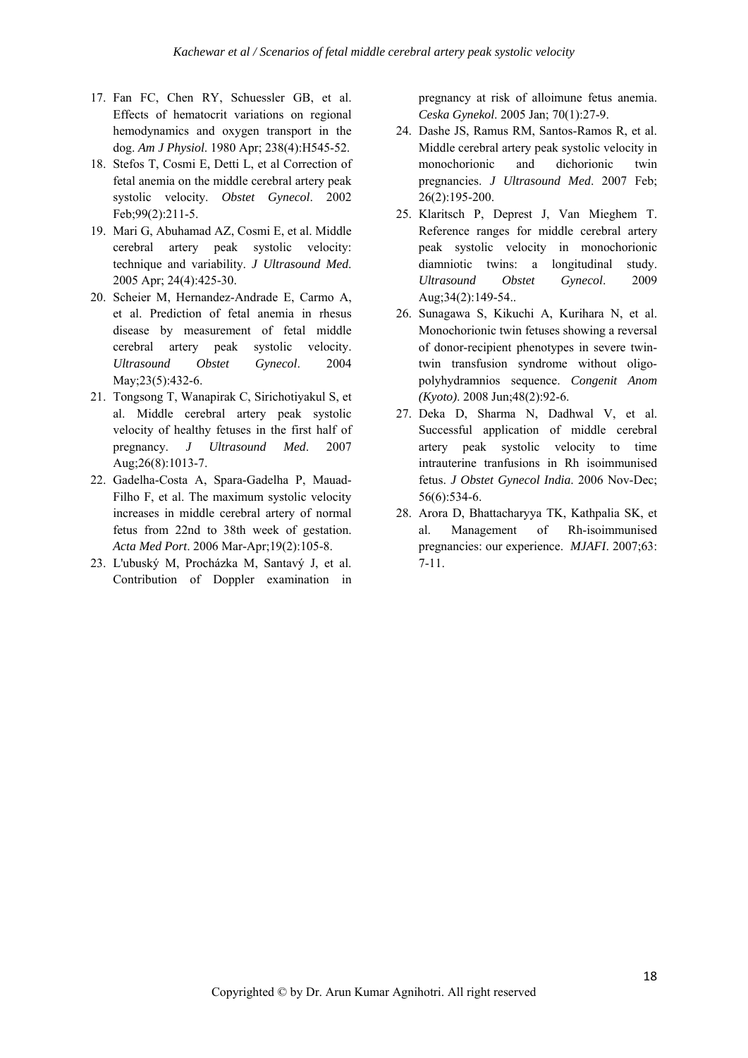17. Fan FC, Chen RY, Schuessler GB, et al. Effects of hematocrit variations on regional hemodynamics and oxygen transport in the dog. *Am J Physiol*. 1980 Apr; 238(4):H545-52.
18. Stefos T, Cosmi E, Detti L, et al Correction of fetal anemia on the middle cerebral artery peak systolic velocity. *Obstet Gynecol*. 2002 Feb;99(2):211-5.
19. Mari G, Abuhamad AZ, Cosmi E, et al. Middle cerebral artery peak systolic velocity: technique and variability. *J Ultrasound Med*. 2005 Apr; 24(4):425-30.
20. Scheier M, Hernandez-Andrade E, Carmo A, et al. Prediction of fetal anemia in rhesus disease by measurement of fetal middle cerebral artery peak systolic velocity. *Ultrasound Obstet Gynecol*. 2004 May;23(5):432-6.
21. Tongsong T, Wanapirak C, Sirichotiyakul S, et al. Middle cerebral artery peak systolic velocity of healthy fetuses in the first half of pregnancy. *J Ultrasound Med*. 2007 Aug;26(8):1013-7.
22. Gadelha-Costa A, Spara-Gadelha P, Mauad-Filho F, et al. The maximum systolic velocity increases in middle cerebral artery of normal fetus from 22nd to 38th week of gestation. *Acta Med Port*. 2006 Mar-Apr;19(2):105-8.
23. L'ubuský M, Procházka M, Santavý J, et al. Contribution of Doppler examination in pregnancy at risk of alloimune fetus anemia. *Ceska Gynekol*. 2005 Jan; 70(1):27-9.
24. Dashe JS, Ramus RM, Santos-Ramos R, et al. Middle cerebral artery peak systolic velocity in monochorionic and dichorionic twin pregnancies. *J Ultrasound Med*. 2007 Feb; 26(2):195-200.
25. Klaritsch P, Deprest J, Van Mieghem T. Reference ranges for middle cerebral artery peak systolic velocity in monochorionic diamniotic twins: a longitudinal study. *Ultrasound Obstet Gynecol*. 2009 Aug;34(2):149-54..
26. Sunagawa S, Kikuchi A, Kurihara N, et al. Monochorionic twin fetuses showing a reversal of donor-recipient phenotypes in severe twin-twin transfusion syndrome without oligo-polyhydramnios sequence. *Congenit Anom (Kyoto)*. 2008 Jun;48(2):92-6.
27. Deka D, Sharma N, Dadhwal V, et al. Successful application of middle cerebral artery peak systolic velocity to time intrauterine tranfusions in Rh isoimmunised fetus. *J Obstet Gynecol India*. 2006 Nov-Dec; 56(6):534-6.
28. Arora D, Bhattacharyya TK, Kathpalia SK, et al. Management of Rh-isoimmunised pregnancies: our experience. *MJAFI*. 2007;63: 7-11.